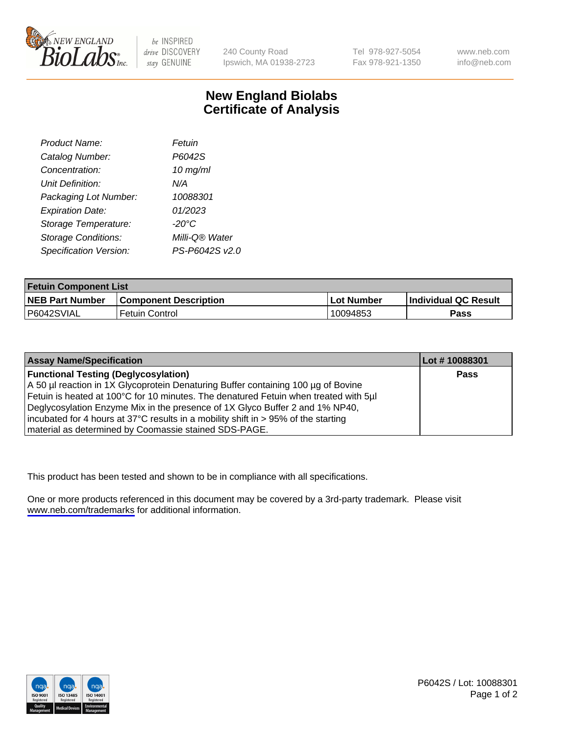240 County Road
Ipswich, MA 01938-2723

Tel 978-927-5054
Fax 978-921-1350

www.neb.com
info@neb.com

# New England Biolabs
# Certificate of Analysis

| | |
|---|---|
| *Product Name:* | *Fetuin* |
| *Catalog Number:* | *P6042S* |
| *Concentration:* | *10 mg/ml* |
| *Unit Definition:* | *N/A* |
| *Packaging Lot Number:* | *10088301* |
| *Expiration Date:* | *01/2023* |
| *Storage Temperature:* | *-20°C* |
| *Storage Conditions:* | *Milli-Q® Water* |
| *Specification Version:* | *PS-P6042S v2.0* |

| **Fetuin Component List** | | | |
|---|---|---|---|
| **NEB Part Number** | **Component Description** | **Lot Number** | **Individual QC Result** |
| P6042SVIAL | Fetuin Control | 10094853 | **Pass** |

| **Assay Name/Specification** | **Lot # 10088301** |
|---|---|
| **Functional Testing (Deglycosylation)** A 50 µl reaction in 1X Glycoprotein Denaturing Buffer containing 100 µg of Bovine Fetuin is heated at 100°C for 10 minutes. The denatured Fetuin when treated with 5µl Deglycosylation Enzyme Mix in the presence of 1X Glyco Buffer 2 and 1% NP40, incubated for 4 hours at 37°C results in a mobility shift in > 95% of the starting material as determined by Coomassie stained SDS-PAGE. | **Pass** |

This product has been tested and shown to be in compliance with all specifications.

One or more products referenced in this document may be covered by a 3rd-party trademark. Please visit www.neb.com/trademarks for additional information.

P6042S / Lot: 10088301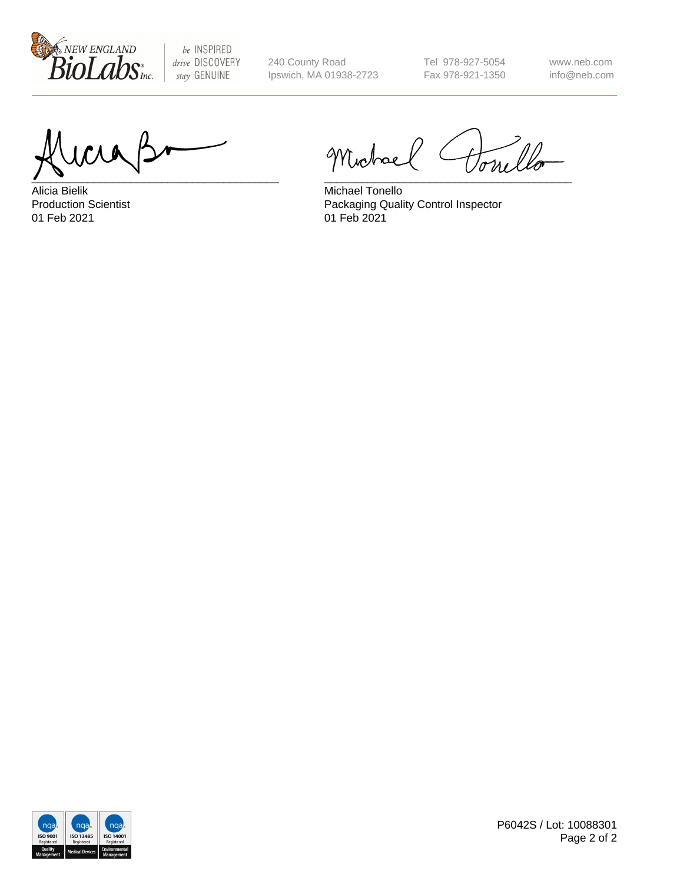Alicia Bielik
Production Scientist
01 Feb 2021

Michael Tonello
Packaging Quality Control Inspector
01 Feb 2021

P6042S / Lot: 10088301